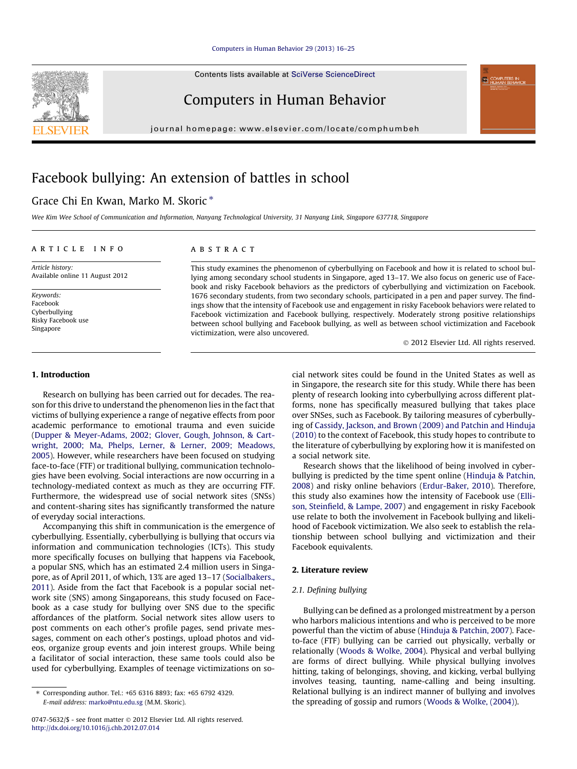# Facebook bullying: An extension of battles in school

Grace Chi En Kwan, Marko M. Skoric *

Wee Kim Wee School of Communication and Information, Nanyang Technological University, 31 Nanyang Link, Singapore 637718, Singapore

**ARTICLE INFO**

*Article history:*
Available online 11 August 2012

*Keywords:*
Facebook
Cyberbullying
Risky Facebook use
Singapore

**ABSTRACT**

This study examines the phenomenon of cyberbullying on Facebook and how it is related to school bullying among secondary school students in Singapore, aged 13–17. We also focus on generic use of Facebook and risky Facebook behaviors as the predictors of cyberbullying and victimization on Facebook. 1676 secondary students, from two secondary schools, participated in a pen and paper survey. The findings show that the intensity of Facebook use and engagement in risky Facebook behaviors were related to Facebook victimization and Facebook bullying, respectively. Moderately strong positive relationships between school bullying and Facebook bullying, as well as between school victimization and Facebook victimization, were also uncovered.

© 2012 Elsevier Ltd. All rights reserved.

## 1. Introduction

Research on bullying has been carried out for decades. The reason for this drive to understand the phenomenon lies in the fact that victims of bullying experience a range of negative effects from poor academic performance to emotional trauma and even suicide (Dupper & Meyer-Adams, 2002; Glover, Gough, Johnson, & Cartwright, 2000; Ma, Phelps, Lerner, & Lerner, 2009; Meadows, 2005). However, while researchers have been focused on studying face-to-face (FTF) or traditional bullying, communication technologies have been evolving. Social interactions are now occurring in a technology-mediated context as much as they are occurring FTF. Furthermore, the widespread use of social network sites (SNSs) and content-sharing sites has significantly transformed the nature of everyday social interactions.

Accompanying this shift in communication is the emergence of cyberbullying. Essentially, cyberbullying is bullying that occurs via information and communication technologies (ICTs). This study more specifically focuses on bullying that happens via Facebook, a popular SNS, which has an estimated 2.4 million users in Singapore, as of April 2011, of which, 13% are aged 13–17 (Socialbakers., 2011). Aside from the fact that Facebook is a popular social network site (SNS) among Singaporeans, this study focused on Facebook as a case study for bullying over SNS due to the specific affordances of the platform. Social network sites allow users to post comments on each other's profile pages, send private messages, comment on each other's postings, upload photos and videos, organize group events and join interest groups. While being a facilitator of social interaction, these same tools could also be used for cyberbullying. Examples of teenage victimizations on social network sites could be found in the United States as well as in Singapore, the research site for this study. While there has been plenty of research looking into cyberbullying across different platforms, none has specifically measured bullying that takes place over SNSes, such as Facebook. By tailoring measures of cyberbullying of Cassidy, Jackson, and Brown (2009) and Patchin and Hinduja (2010) to the context of Facebook, this study hopes to contribute to the literature of cyberbullying by exploring how it is manifested on a social network site.

Research shows that the likelihood of being involved in cyberbullying is predicted by the time spent online (Hinduja & Patchin, 2008) and risky online behaviors (Erdur-Baker, 2010). Therefore, this study also examines how the intensity of Facebook use (Ellison, Steinfield, & Lampe, 2007) and engagement in risky Facebook use relate to both the involvement in Facebook bullying and likelihood of Facebook victimization. We also seek to establish the relationship between school bullying and victimization and their Facebook equivalents.

## 2. Literature review

### 2.1. Defining bullying

Bullying can be defined as a prolonged mistreatment by a person who harbors malicious intentions and who is perceived to be more powerful than the victim of abuse (Hinduja & Patchin, 2007). Face-to-face (FTF) bullying can be carried out physically, verbally or relationally (Woods & Wolke, 2004). Physical and verbal bullying are forms of direct bullying. While physical bullying involves hitting, taking of belongings, shoving, and kicking, verbal bullying involves teasing, taunting, name-calling and being insulting. Relational bullying is an indirect manner of bullying and involves the spreading of gossip and rumors (Woods & Wolke, (2004)).

* Corresponding author. Tel.: +65 6316 8893; fax: +65 6792 4329.
E-mail address: marko@ntu.edu.sg (M.M. Skoric).

0747-5632/$ - see front matter © 2012 Elsevier Ltd. All rights reserved.
http://dx.doi.org/10.1016/j.chb.2012.07.014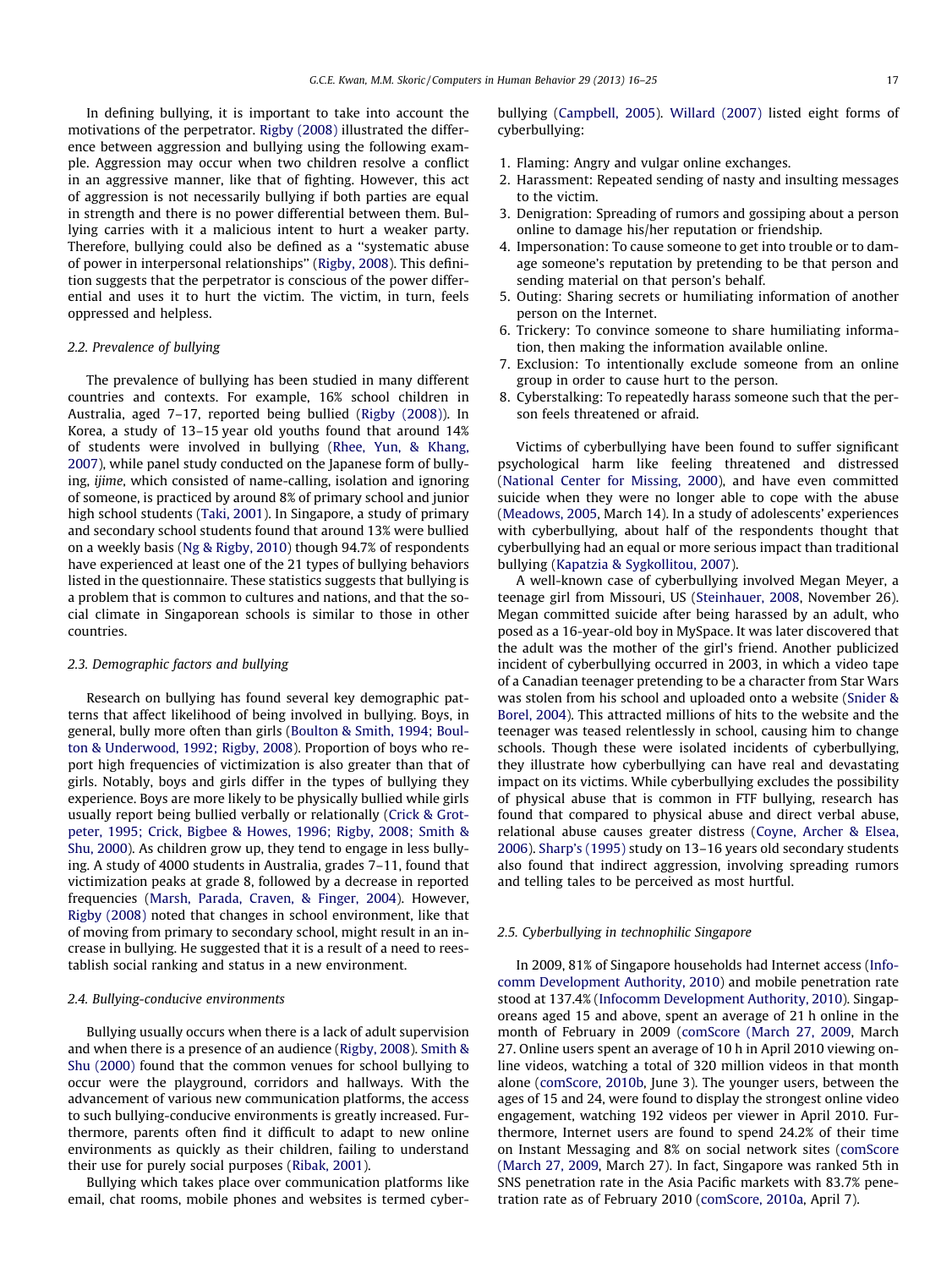In defining bullying, it is important to take into account the motivations of the perpetrator. Rigby (2008) illustrated the difference between aggression and bullying using the following example. Aggression may occur when two children resolve a conflict in an aggressive manner, like that of fighting. However, this act of aggression is not necessarily bullying if both parties are equal in strength and there is no power differential between them. Bullying carries with it a malicious intent to hurt a weaker party. Therefore, bullying could also be defined as a ''systematic abuse of power in interpersonal relationships'' (Rigby, 2008). This definition suggests that the perpetrator is conscious of the power differential and uses it to hurt the victim. The victim, in turn, feels oppressed and helpless.

### 2.2. Prevalence of bullying

The prevalence of bullying has been studied in many different countries and contexts. For example, 16% school children in Australia, aged 7–17, reported being bullied (Rigby (2008)). In Korea, a study of 13–15 year old youths found that around 14% of students were involved in bullying (Rhee, Yun, & Khang, 2007), while panel study conducted on the Japanese form of bullying, *ijime*, which consisted of name-calling, isolation and ignoring of someone, is practiced by around 8% of primary school and junior high school students (Taki, 2001). In Singapore, a study of primary and secondary school students found that around 13% were bullied on a weekly basis (Ng & Rigby, 2010) though 94.7% of respondents have experienced at least one of the 21 types of bullying behaviors listed in the questionnaire. These statistics suggests that bullying is a problem that is common to cultures and nations, and that the social climate in Singaporean schools is similar to those in other countries.

### 2.3. Demographic factors and bullying

Research on bullying has found several key demographic patterns that affect likelihood of being involved in bullying. Boys, in general, bully more often than girls (Boulton & Smith, 1994; Boulton & Underwood, 1992; Rigby, 2008). Proportion of boys who report high frequencies of victimization is also greater than that of girls. Notably, boys and girls differ in the types of bullying they experience. Boys are more likely to be physically bullied while girls usually report being bullied verbally or relationally (Crick & Grotpeter, 1995; Crick, Bigbee & Howes, 1996; Rigby, 2008; Smith & Shu, 2000). As children grow up, they tend to engage in less bullying. A study of 4000 students in Australia, grades 7–11, found that victimization peaks at grade 8, followed by a decrease in reported frequencies (Marsh, Parada, Craven, & Finger, 2004). However, Rigby (2008) noted that changes in school environment, like that of moving from primary to secondary school, might result in an increase in bullying. He suggested that it is a result of a need to reestablish social ranking and status in a new environment.

### 2.4. Bullying-conducive environments

Bullying usually occurs when there is a lack of adult supervision and when there is a presence of an audience (Rigby, 2008). Smith & Shu (2000) found that the common venues for school bullying to occur were the playground, corridors and hallways. With the advancement of various new communication platforms, the access to such bullying-conducive environments is greatly increased. Furthermore, parents often find it difficult to adapt to new online environments as quickly as their children, failing to understand their use for purely social purposes (Ribak, 2001).

Bullying which takes place over communication platforms like email, chat rooms, mobile phones and websites is termed cyberbullying (Campbell, 2005). Willard (2007) listed eight forms of cyberbullying:

1. Flaming: Angry and vulgar online exchanges.
2. Harassment: Repeated sending of nasty and insulting messages to the victim.
3. Denigration: Spreading of rumors and gossiping about a person online to damage his/her reputation or friendship.
4. Impersonation: To cause someone to get into trouble or to damage someone's reputation by pretending to be that person and sending material on that person's behalf.
5. Outing: Sharing secrets or humiliating information of another person on the Internet.
6. Trickery: To convince someone to share humiliating information, then making the information available online.
7. Exclusion: To intentionally exclude someone from an online group in order to cause hurt to the person.
8. Cyberstalking: To repeatedly harass someone such that the person feels threatened or afraid.

Victims of cyberbullying have been found to suffer significant psychological harm like feeling threatened and distressed (National Center for Missing, 2000), and have even committed suicide when they were no longer able to cope with the abuse (Meadows, 2005, March 14). In a study of adolescents' experiences with cyberbullying, about half of the respondents thought that cyberbullying had an equal or more serious impact than traditional bullying (Kapatzia & Sygkollitou, 2007).

A well-known case of cyberbullying involved Megan Meyer, a teenage girl from Missouri, US (Steinhauer, 2008, November 26). Megan committed suicide after being harassed by an adult, who posed as a 16-year-old boy in MySpace. It was later discovered that the adult was the mother of the girl's friend. Another publicized incident of cyberbullying occurred in 2003, in which a video tape of a Canadian teenager pretending to be a character from Star Wars was stolen from his school and uploaded onto a website (Snider & Borel, 2004). This attracted millions of hits to the website and the teenager was teased relentlessly in school, causing him to change schools. Though these were isolated incidents of cyberbullying, they illustrate how cyberbullying can have real and devastating impact on its victims. While cyberbullying excludes the possibility of physical abuse that is common in FTF bullying, research has found that compared to physical abuse and direct verbal abuse, relational abuse causes greater distress (Coyne, Archer & Elsea, 2006). Sharp's (1995) study on 13–16 years old secondary students also found that indirect aggression, involving spreading rumors and telling tales to be perceived as most hurtful.

### 2.5. Cyberbullying in technophilic Singapore

In 2009, 81% of Singapore households had Internet access (Infocomm Development Authority, 2010) and mobile penetration rate stood at 137.4% (Infocomm Development Authority, 2010). Singaporeans aged 15 and above, spent an average of 21 h online in the month of February in 2009 (comScore (March 27, 2009, March 27. Online users spent an average of 10 h in April 2010 viewing online videos, watching a total of 320 million videos in that month alone (comScore, 2010b, June 3). The younger users, between the ages of 15 and 24, were found to display the strongest online video engagement, watching 192 videos per viewer in April 2010. Furthermore, Internet users are found to spend 24.2% of their time on Instant Messaging and 8% on social network sites (comScore (March 27, 2009, March 27). In fact, Singapore was ranked 5th in SNS penetration rate in the Asia Pacific markets with 83.7% penetration rate as of February 2010 (comScore, 2010a, April 7).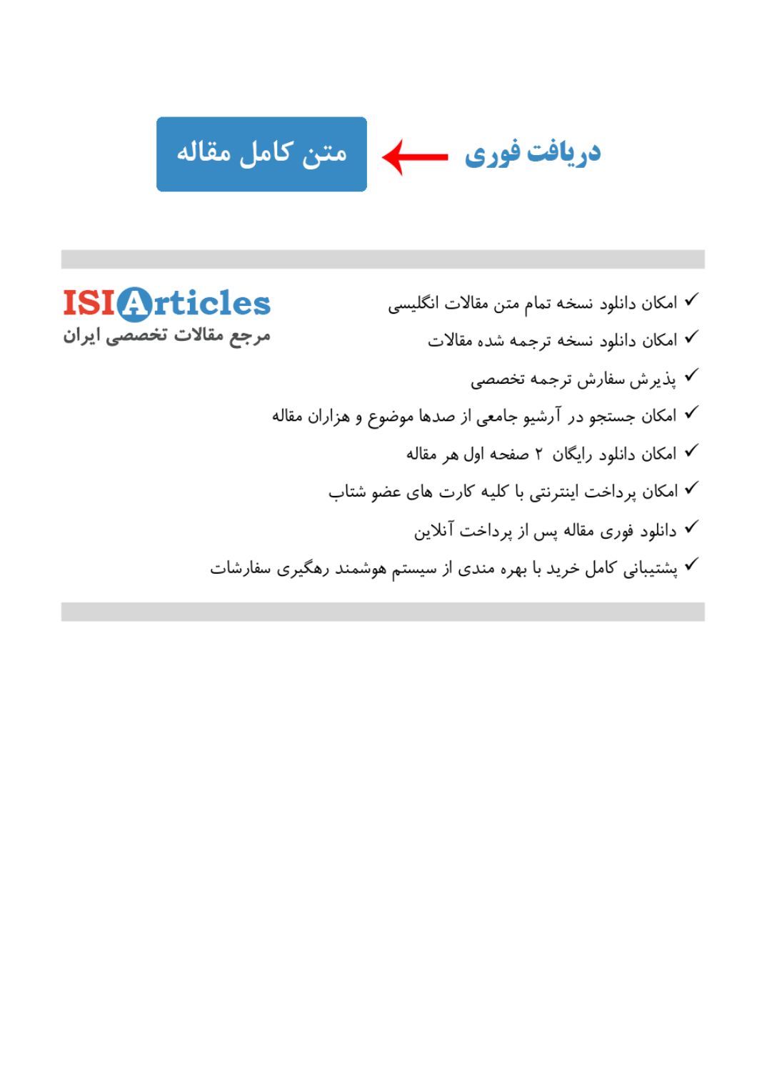**دریافت فوری** ← **متن کامل مقاله**

**ISIArticles**
مرجع مقالات تخصصی ایران

- ✓ امکان دانلود نسخه تمام متن مقالات انگلیسی
- ✓ امکان دانلود نسخه ترجمه شده مقالات
- ✓ پذیرش سفارش ترجمه تخصصی
- ✓ امکان جستجو در آرشیو جامعی از صدها موضوع و هزاران مقاله
- ✓ امکان دانلود رایگان ۲ صفحه اول هر مقاله
- ✓ امکان پرداخت اینترنتی با کلیه کارت های عضو شتاب
- ✓ دانلود فوری مقاله پس از پرداخت آنلاین
- ✓ پشتیبانی کامل خرید با بهره مندی از سیستم هوشمند رهگیری سفارشات